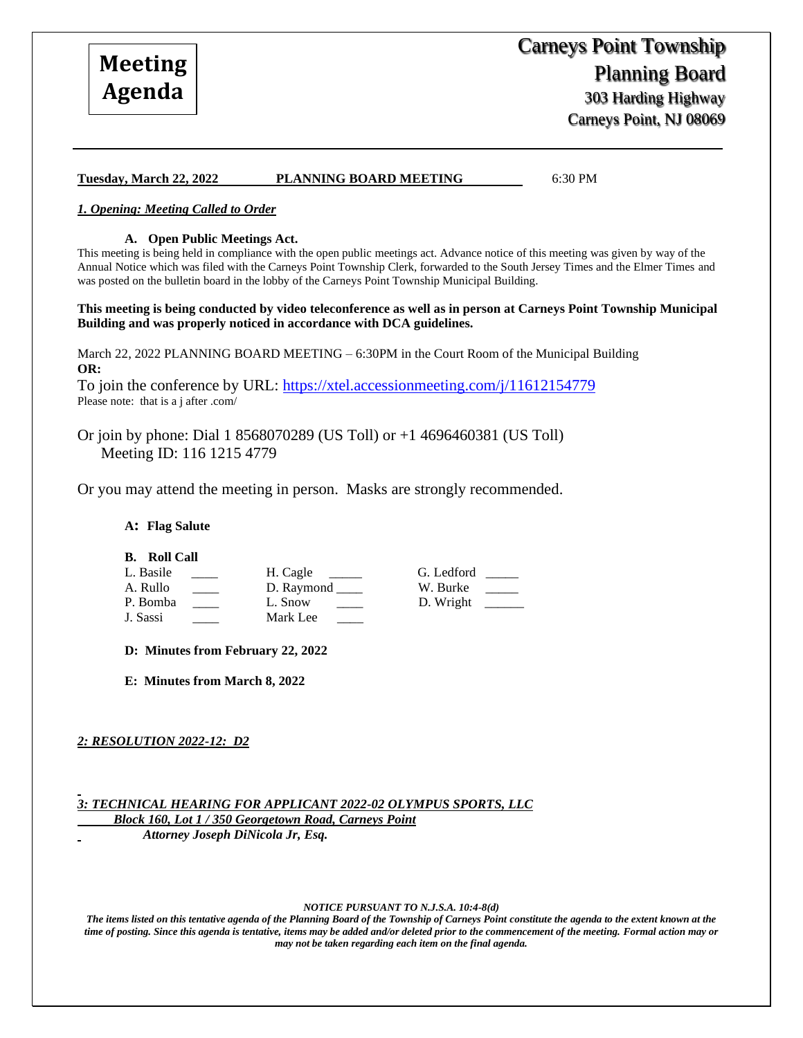# Meeting Agenda

## Carneys Point Township Planning Board

303 Harding Highway
Carneys Point, NJ 08069

---

**Tuesday, March 22, 2022** **PLANNING BOARD MEETING** 6:30 PM

***1. Opening: Meeting Called to Order***

**A. Open Public Meetings Act.**

This meeting is being held in compliance with the open public meetings act. Advance notice of this meeting was given by way of the Annual Notice which was filed with the Carneys Point Township Clerk, forwarded to the South Jersey Times and the Elmer Times and was posted on the bulletin board in the lobby of the Carneys Point Township Municipal Building.

**This meeting is being conducted by video teleconference as well as in person at Carneys Point Township Municipal Building and was properly noticed in accordance with DCA guidelines.**

March 22, 2022 PLANNING BOARD MEETING – 6:30PM in the Court Room of the Municipal Building
**OR:**
To join the conference by URL: https://xtel.accessionmeeting.com/j/11612154779
Please note: that is a j after .com/

Or join by phone: Dial 1 8568070289 (US Toll) or +1 4696460381 (US Toll)
Meeting ID: 116 1215 4779

Or you may attend the meeting in person. Masks are strongly recommended.

**A: Flag Salute**

**B. Roll Call**

| | | |
|---|---|---|
| L. Basile ____ | H. Cagle _____ | G. Ledford _____ |
| A. Rullo ____ | D. Raymond ____ | W. Burke _____ |
| P. Bomba ____ | L. Snow ____ | D. Wright ______ |
| J. Sassi ____ | Mark Lee ____ | |

**D: Minutes from February 22, 2022**

**E: Minutes from March 8, 2022**

***2: RESOLUTION 2022-12: D2***

***3: TECHNICAL HEARING FOR APPLICANT 2022-02 OLYMPUS SPORTS, LLC***
***Block 160, Lot 1 / 350 Georgetown Road, Carneys Point***
***Attorney Joseph DiNicola Jr, Esq.***

***NOTICE PURSUANT TO N.J.S.A. 10:4-8(d)***
***The items listed on this tentative agenda of the Planning Board of the Township of Carneys Point constitute the agenda to the extent known at the time of posting. Since this agenda is tentative, items may be added and/or deleted prior to the commencement of the meeting. Formal action may or may not be taken regarding each item on the final agenda.***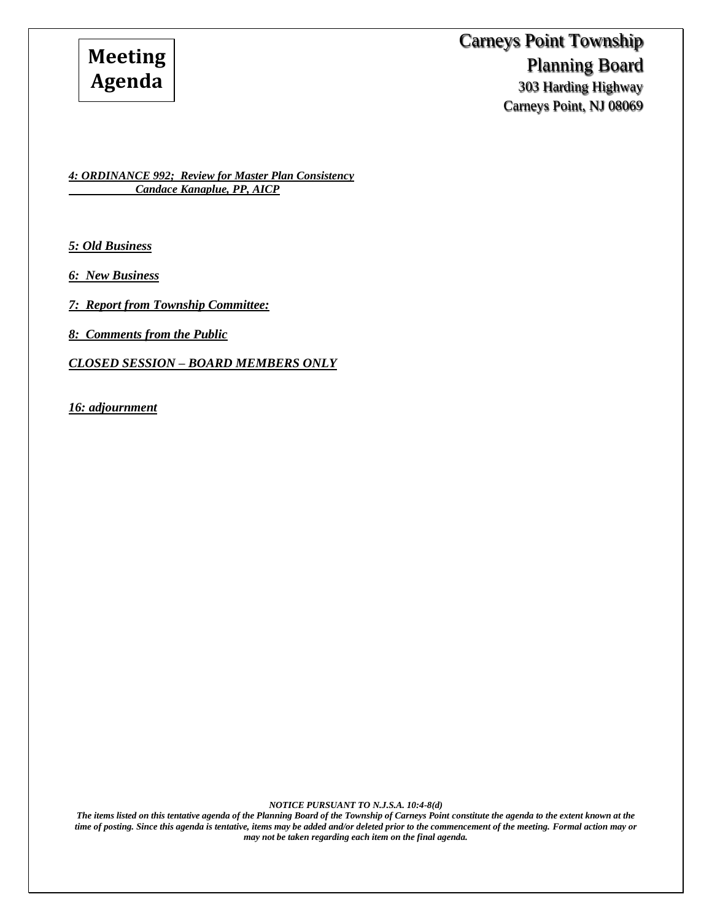# Meeting Agenda

**Carneys Point Township**
**Planning Board**
303 Harding Highway
Carneys Point, NJ 08069

***4: ORDINANCE 992; Review for Master Plan Consistency***
***Candace Kanaplue, PP, AICP***

***5: Old Business***

***6: New Business***

***7: Report from Township Committee:***

***8: Comments from the Public***

***CLOSED SESSION – BOARD MEMBERS ONLY***

***16: adjournment***

***NOTICE PURSUANT TO N.J.S.A. 10:4-8(d)***

***The items listed on this tentative agenda of the Planning Board of the Township of Carneys Point constitute the agenda to the extent known at the time of posting. Since this agenda is tentative, items may be added and/or deleted prior to the commencement of the meeting. Formal action may or may not be taken regarding each item on the final agenda.***